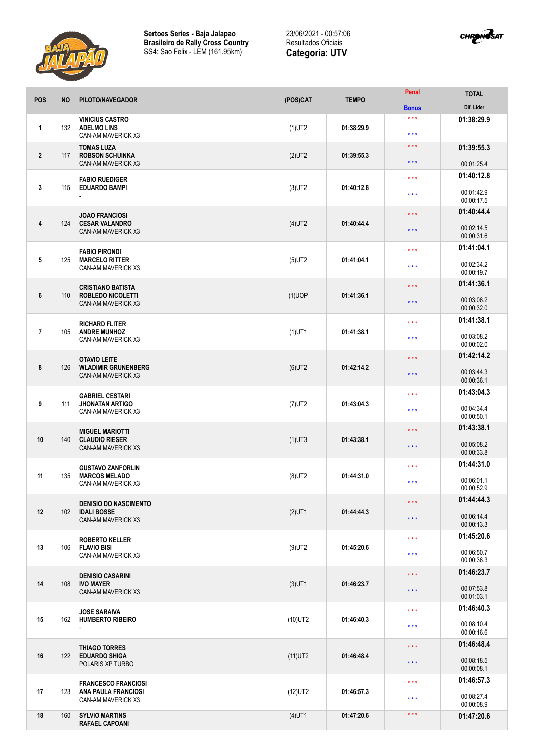**Sertoes Series - Baja Jalapao**
**Brasileiro de Rally Cross Country**
SS4: Sao Felix - LEM (161.95km)

23/06/2021 - 00:57:06
Resultados Oficiais
**Categoria: UTV**

| POS | NO | PILOTO/NAVEGADOR | (POS)CAT | TEMPO | Penal / Bonus | TOTAL / Dif. Lider |
|---|---|---|---|---|---|---|
| 1 | 132 | **VINICIUS CASTRO** **ADELMO LINS** CAN-AM MAVERICK X3 | (1)UT2 | 01:38:29.9 | * * * / * * * | **01:38:29.9** |
| 2 | 117 | **TOMAS LUZA** **ROBSON SCHUINKA** CAN-AM MAVERICK X3 | (2)UT2 | 01:39:55.3 | * * * / * * * | **01:39:55.3** 00:01:25.4 |
| 3 | 115 | **FABIO RUEDIGER** **EDUARDO BAMPI** - | (3)UT2 | 01:40:12.8 | * * * / * * * | **01:40:12.8** 00:01:42.9 00:00:17.5 |
| 4 | 124 | **JOAO FRANCIOSI** **CESAR VALANDRO** CAN-AM MAVERICK X3 | (4)UT2 | 01:40:44.4 | * * * / * * * | **01:40:44.4** 00:02:14.5 00:00:31.6 |
| 5 | 125 | **FABIO PIRONDI** **MARCELO RITTER** CAN-AM MAVERICK X3 | (5)UT2 | 01:41:04.1 | * * * / * * * | **01:41:04.1** 00:02:34.2 00:00:19.7 |
| 6 | 110 | **CRISTIANO BATISTA** **ROBLEDO NICOLETTI** CAN-AM MAVERICK X3 | (1)UOP | 01:41:36.1 | * * * / * * * | **01:41:36.1** 00:03:06.2 00:00:32.0 |
| 7 | 105 | **RICHARD FLITER** **ANDRE MUNHOZ** CAN-AM MAVERICK X3 | (1)UT1 | 01:41:38.1 | * * * / * * * | **01:41:38.1** 00:03:08.2 00:00:02.0 |
| 8 | 126 | **OTAVIO LEITE** **WLADIMIR GRUNENBERG** CAN-AM MAVERICK X3 | (6)UT2 | 01:42:14.2 | * * * / * * * | **01:42:14.2** 00:03:44.3 00:00:36.1 |
| 9 | 111 | **GABRIEL CESTARI** **JHONATAN ARTIGO** CAN-AM MAVERICK X3 | (7)UT2 | 01:43:04.3 | * * * / * * * | **01:43:04.3** 00:04:34.4 00:00:50.1 |
| 10 | 140 | **MIGUEL MARIOTTI** **CLAUDIO RIESER** CAN-AM MAVERICK X3 | (1)UT3 | 01:43:38.1 | * * * / * * * | **01:43:38.1** 00:05:08.2 00:00:33.8 |
| 11 | 135 | **GUSTAVO ZANFORLIN** **MARCOS MELADO** CAN-AM MAVERICK X3 | (8)UT2 | 01:44:31.0 | * * * / * * * | **01:44:31.0** 00:06:01.1 00:00:52.9 |
| 12 | 102 | **DENISIO DO NASCIMENTO** **IDALI BOSSE** CAN-AM MAVERICK X3 | (2)UT1 | 01:44:44.3 | * * * / * * * | **01:44:44.3** 00:06:14.4 00:00:13.3 |
| 13 | 106 | **ROBERTO KELLER** **FLAVIO BISI** CAN-AM MAVERICK X3 | (9)UT2 | 01:45:20.6 | * * * / * * * | **01:45:20.6** 00:06:50.7 00:00:36.3 |
| 14 | 108 | **DENISIO CASARINI** **IVO MAYER** CAN-AM MAVERICK X3 | (3)UT1 | 01:46:23.7 | * * * / * * * | **01:46:23.7** 00:07:53.8 00:01:03.1 |
| 15 | 162 | **JOSE SARAIVA** **HUMBERTO RIBEIRO** - | (10)UT2 | 01:46:40.3 | * * * / * * * | **01:46:40.3** 00:08:10.4 00:00:16.6 |
| 16 | 122 | **THIAGO TORRES** **EDUARDO SHIGA** POLARIS XP TURBO | (11)UT2 | 01:46:48.4 | * * * / * * * | **01:46:48.4** 00:08:18.5 00:00:08.1 |
| 17 | 123 | **FRANCESCO FRANCIOSI** **ANA PAULA FRANCIOSI** CAN-AM MAVERICK X3 | (12)UT2 | 01:46:57.3 | * * * / * * * | **01:46:57.3** 00:08:27.4 00:00:08.9 |
| 18 | 160 | **SYLVIO MARTINS** **RAFAEL CAPOANI** | (4)UT1 | 01:47:20.6 | * * * | **01:47:20.6** |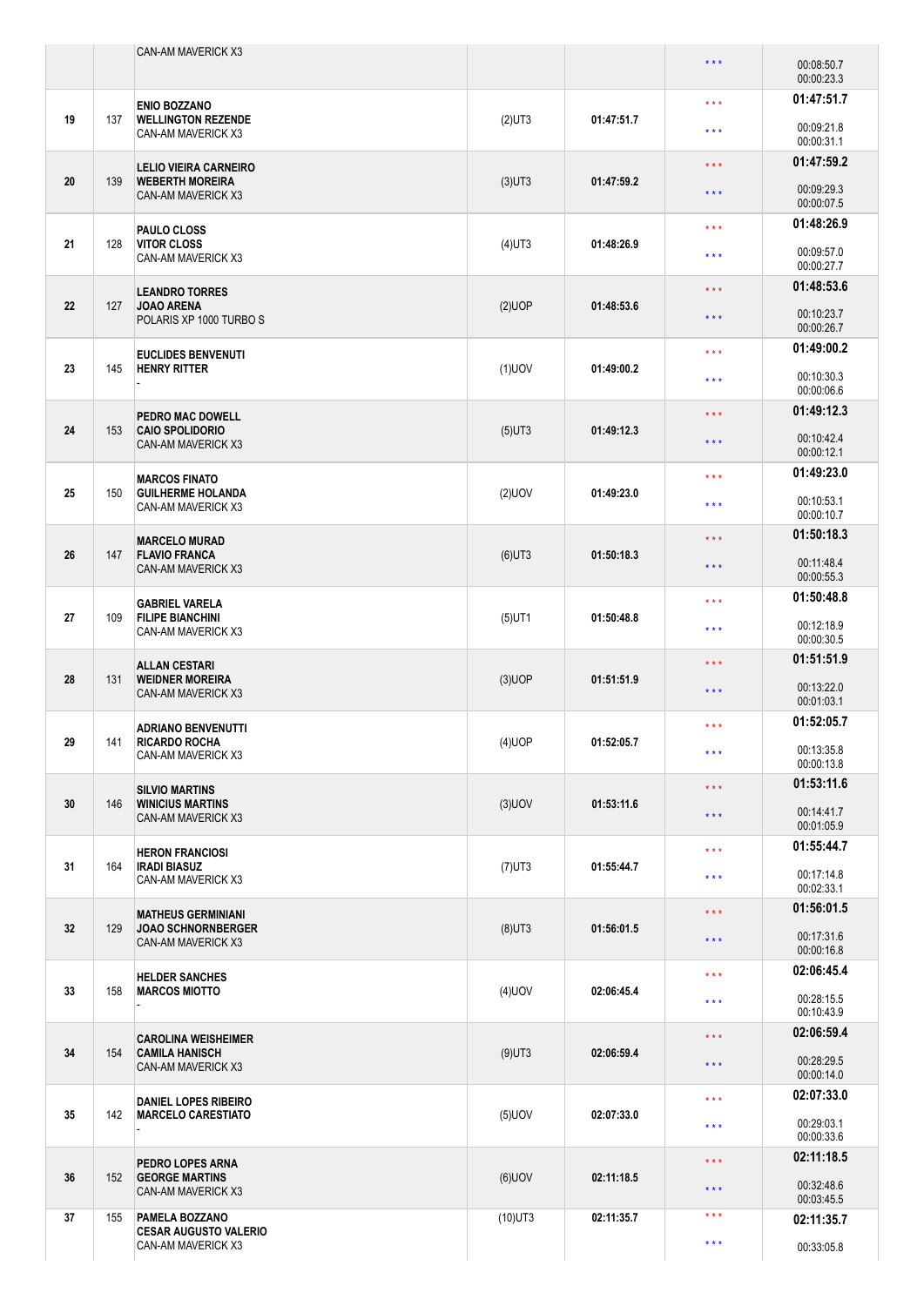| | | | | | | |
|---|---|---|---|---|---|---|
| | | CAN-AM MAVERICK X3 | | | * * * | 00:08:50.7<br>00:00:23.3 |
| 19 | 137 | **ENIO BOZZANO**<br>**WELLINGTON REZENDE**<br>CAN-AM MAVERICK X3 | (2)UT3 | 01:47:51.7 | * * *<br>* * * | **01:47:51.7**<br>00:09:21.8<br>00:00:31.1 |
| 20 | 139 | **LELIO VIEIRA CARNEIRO**<br>**WEBERTH MOREIRA**<br>CAN-AM MAVERICK X3 | (3)UT3 | 01:47:59.2 | * * *<br>* * * | **01:47:59.2**<br>00:09:29.3<br>00:00:07.5 |
| 21 | 128 | **PAULO CLOSS**<br>**VITOR CLOSS**<br>CAN-AM MAVERICK X3 | (4)UT3 | 01:48:26.9 | * * *<br>* * * | **01:48:26.9**<br>00:09:57.0<br>00:00:27.7 |
| 22 | 127 | **LEANDRO TORRES**<br>**JOAO ARENA**<br>POLARIS XP 1000 TURBO S | (2)UOP | 01:48:53.6 | * * *<br>* * * | **01:48:53.6**<br>00:10:23.7<br>00:00:26.7 |
| 23 | 145 | **EUCLIDES BENVENUTI**<br>**HENRY RITTER**<br>- | (1)UOV | 01:49:00.2 | * * *<br>* * * | **01:49:00.2**<br>00:10:30.3<br>00:00:06.6 |
| 24 | 153 | **PEDRO MAC DOWELL**<br>**CAIO SPOLIDORIO**<br>CAN-AM MAVERICK X3 | (5)UT3 | 01:49:12.3 | * * *<br>* * * | **01:49:12.3**<br>00:10:42.4<br>00:00:12.1 |
| 25 | 150 | **MARCOS FINATO**<br>**GUILHERME HOLANDA**<br>CAN-AM MAVERICK X3 | (2)UOV | 01:49:23.0 | * * *<br>* * * | **01:49:23.0**<br>00:10:53.1<br>00:00:10.7 |
| 26 | 147 | **MARCELO MURAD**<br>**FLAVIO FRANCA**<br>CAN-AM MAVERICK X3 | (6)UT3 | 01:50:18.3 | * * *<br>* * * | **01:50:18.3**<br>00:11:48.4<br>00:00:55.3 |
| 27 | 109 | **GABRIEL VARELA**<br>**FILIPE BIANCHINI**<br>CAN-AM MAVERICK X3 | (5)UT1 | 01:50:48.8 | * * *<br>* * * | **01:50:48.8**<br>00:12:18.9<br>00:00:30.5 |
| 28 | 131 | **ALLAN CESTARI**<br>**WEIDNER MOREIRA**<br>CAN-AM MAVERICK X3 | (3)UOP | 01:51:51.9 | * * *<br>* * * | **01:51:51.9**<br>00:13:22.0<br>00:01:03.1 |
| 29 | 141 | **ADRIANO BENVENUTTI**<br>**RICARDO ROCHA**<br>CAN-AM MAVERICK X3 | (4)UOP | 01:52:05.7 | * * *<br>* * * | **01:52:05.7**<br>00:13:35.8<br>00:00:13.8 |
| 30 | 146 | **SILVIO MARTINS**<br>**WINICIUS MARTINS**<br>CAN-AM MAVERICK X3 | (3)UOV | 01:53:11.6 | * * *<br>* * * | **01:53:11.6**<br>00:14:41.7<br>00:01:05.9 |
| 31 | 164 | **HERON FRANCIOSI**<br>**IRADI BIASUZ**<br>CAN-AM MAVERICK X3 | (7)UT3 | 01:55:44.7 | * * *<br>* * * | **01:55:44.7**<br>00:17:14.8<br>00:02:33.1 |
| 32 | 129 | **MATHEUS GERMINIANI**<br>**JOAO SCHNORNBERGER**<br>CAN-AM MAVERICK X3 | (8)UT3 | 01:56:01.5 | * * *<br>* * * | **01:56:01.5**<br>00:17:31.6<br>00:00:16.8 |
| 33 | 158 | **HELDER SANCHES**<br>**MARCOS MIOTTO**<br>- | (4)UOV | 02:06:45.4 | * * *<br>* * * | **02:06:45.4**<br>00:28:15.5<br>00:10:43.9 |
| 34 | 154 | **CAROLINA WEISHEIMER**<br>**CAMILA HANISCH**<br>CAN-AM MAVERICK X3 | (9)UT3 | 02:06:59.4 | * * *<br>* * * | **02:06:59.4**<br>00:28:29.5<br>00:00:14.0 |
| 35 | 142 | **DANIEL LOPES RIBEIRO**<br>**MARCELO CARESTIATO**<br>- | (5)UOV | 02:07:33.0 | * * *<br>* * * | **02:07:33.0**<br>00:29:03.1<br>00:00:33.6 |
| 36 | 152 | **PEDRO LOPES ARNA**<br>**GEORGE MARTINS**<br>CAN-AM MAVERICK X3 | (6)UOV | 02:11:18.5 | * * *<br>* * * | **02:11:18.5**<br>00:32:48.6<br>00:03:45.5 |
| 37 | 155 | **PAMELA BOZZANO**<br>**CESAR AUGUSTO VALERIO**<br>CAN-AM MAVERICK X3 | (10)UT3 | 02:11:35.7 | * * *<br>* * * | **02:11:35.7**<br>00:33:05.8 |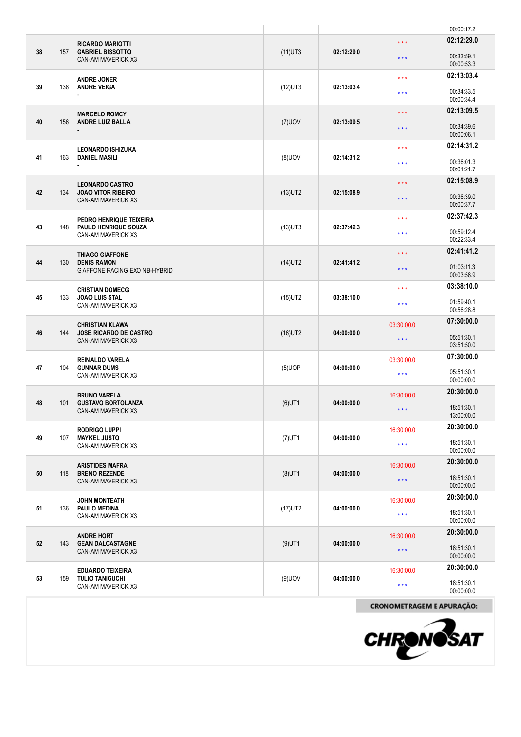| | | | | | | |
|---|---|---|---|---|---|---|
| | | | | | | 00:00:17.2 |
| 38 | 157 | **RICARDO MARIOTTI**<br>**GABRIEL BISSOTTO**<br>CAN-AM MAVERICK X3 | (11)UT3 | **02:12:29.0** | * * *<br>* * * | **02:12:29.0**<br>00:33:59.1<br>00:00:53.3 |
| 39 | 138 | **ANDRE JONER**<br>**ANDRE VEIGA**<br>- | (12)UT3 | **02:13:03.4** | * * *<br>* * * | **02:13:03.4**<br>00:34:33.5<br>00:00:34.4 |
| 40 | 156 | **MARCELO ROMCY**<br>**ANDRE LUIZ BALLA**<br>- | (7)UOV | **02:13:09.5** | * * *<br>* * * | **02:13:09.5**<br>00:34:39.6<br>00:00:06.1 |
| 41 | 163 | **LEONARDO ISHIZUKA**<br>**DANIEL MASILI**<br>- | (8)UOV | **02:14:31.2** | * * *<br>* * * | **02:14:31.2**<br>00:36:01.3<br>00:01:21.7 |
| 42 | 134 | **LEONARDO CASTRO**<br>**JOAO VITOR RIBEIRO**<br>CAN-AM MAVERICK X3 | (13)UT2 | **02:15:08.9** | * * *<br>* * * | **02:15:08.9**<br>00:36:39.0<br>00:00:37.7 |
| 43 | 148 | **PEDRO HENRIQUE TEIXEIRA**<br>**PAULO HENRIQUE SOUZA**<br>CAN-AM MAVERICK X3 | (13)UT3 | **02:37:42.3** | * * *<br>* * * | **02:37:42.3**<br>00:59:12.4<br>00:22:33.4 |
| 44 | 130 | **THIAGO GIAFFONE**<br>**DENIS RAMON**<br>GIAFFONE RACING EXO NB-HYBRID | (14)UT2 | **02:41:41.2** | * * *<br>* * * | **02:41:41.2**<br>01:03:11.3<br>00:03:58.9 |
| 45 | 133 | **CRISTIAN DOMECG**<br>**JOAO LUIS STAL**<br>CAN-AM MAVERICK X3 | (15)UT2 | **03:38:10.0** | * * *<br>* * * | **03:38:10.0**<br>01:59:40.1<br>00:56:28.8 |
| 46 | 144 | **CHRISTIAN KLAWA**<br>**JOSE RICARDO DE CASTRO**<br>CAN-AM MAVERICK X3 | (16)UT2 | **04:00:00.0** | 03:30:00.0<br>* * * | **07:30:00.0**<br>05:51:30.1<br>03:51:50.0 |
| 47 | 104 | **REINALDO VARELA**<br>**GUNNAR DUMS**<br>CAN-AM MAVERICK X3 | (5)UOP | **04:00:00.0** | 03:30:00.0<br>* * * | **07:30:00.0**<br>05:51:30.1<br>00:00:00.0 |
| 48 | 101 | **BRUNO VARELA**<br>**GUSTAVO BORTOLANZA**<br>CAN-AM MAVERICK X3 | (6)UT1 | **04:00:00.0** | 16:30:00.0<br>* * * | **20:30:00.0**<br>18:51:30.1<br>13:00:00.0 |
| 49 | 107 | **RODRIGO LUPPI**<br>**MAYKEL JUSTO**<br>CAN-AM MAVERICK X3 | (7)UT1 | **04:00:00.0** | 16:30:00.0<br>* * * | **20:30:00.0**<br>18:51:30.1<br>00:00:00.0 |
| 50 | 118 | **ARISTIDES MAFRA**<br>**BRENO REZENDE**<br>CAN-AM MAVERICK X3 | (8)UT1 | **04:00:00.0** | 16:30:00.0<br>* * * | **20:30:00.0**<br>18:51:30.1<br>00:00:00.0 |
| 51 | 136 | **JOHN MONTEATH**<br>**PAULO MEDINA**<br>CAN-AM MAVERICK X3 | (17)UT2 | **04:00:00.0** | 16:30:00.0<br>* * * | **20:30:00.0**<br>18:51:30.1<br>00:00:00.0 |
| 52 | 143 | **ANDRE HORT**<br>**GEAN DALCASTAGNE**<br>CAN-AM MAVERICK X3 | (9)UT1 | **04:00:00.0** | 16:30:00.0<br>* * * | **20:30:00.0**<br>18:51:30.1<br>00:00:00.0 |
| 53 | 159 | **EDUARDO TEIXEIRA**<br>**TULIO TANIGUCHI**<br>CAN-AM MAVERICK X3 | (9)UOV | **04:00:00.0** | 16:30:00.0<br>* * * | **20:30:00.0**<br>18:51:30.1<br>00:00:00.0 |

**CRONOMETRAGEM E APURAÇÃO:**

CHRONOSAT